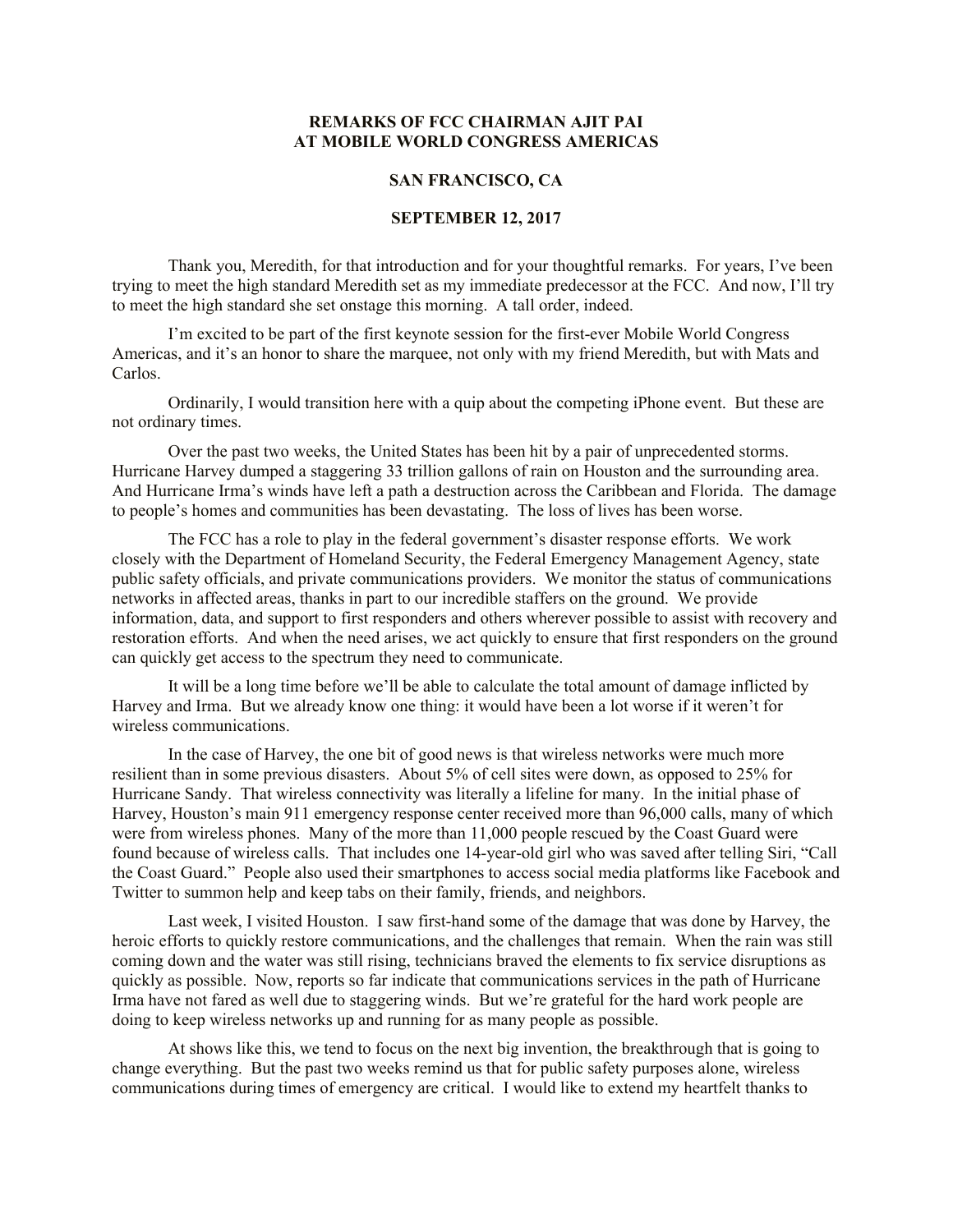# REMARKS OF FCC CHAIRMAN AJIT PAI AT MOBILE WORLD CONGRESS AMERICAS

## SAN FRANCISCO, CA

## SEPTEMBER 12, 2017

Thank you, Meredith, for that introduction and for your thoughtful remarks. For years, I've been trying to meet the high standard Meredith set as my immediate predecessor at the FCC. And now, I'll try to meet the high standard she set onstage this morning. A tall order, indeed.

I'm excited to be part of the first keynote session for the first-ever Mobile World Congress Americas, and it's an honor to share the marquee, not only with my friend Meredith, but with Mats and Carlos.

Ordinarily, I would transition here with a quip about the competing iPhone event. But these are not ordinary times.

Over the past two weeks, the United States has been hit by a pair of unprecedented storms. Hurricane Harvey dumped a staggering 33 trillion gallons of rain on Houston and the surrounding area. And Hurricane Irma's winds have left a path a destruction across the Caribbean and Florida. The damage to people's homes and communities has been devastating. The loss of lives has been worse.

The FCC has a role to play in the federal government's disaster response efforts. We work closely with the Department of Homeland Security, the Federal Emergency Management Agency, state public safety officials, and private communications providers. We monitor the status of communications networks in affected areas, thanks in part to our incredible staffers on the ground. We provide information, data, and support to first responders and others wherever possible to assist with recovery and restoration efforts. And when the need arises, we act quickly to ensure that first responders on the ground can quickly get access to the spectrum they need to communicate.

It will be a long time before we'll be able to calculate the total amount of damage inflicted by Harvey and Irma. But we already know one thing: it would have been a lot worse if it weren't for wireless communications.

In the case of Harvey, the one bit of good news is that wireless networks were much more resilient than in some previous disasters. About 5% of cell sites were down, as opposed to 25% for Hurricane Sandy. That wireless connectivity was literally a lifeline for many. In the initial phase of Harvey, Houston's main 911 emergency response center received more than 96,000 calls, many of which were from wireless phones. Many of the more than 11,000 people rescued by the Coast Guard were found because of wireless calls. That includes one 14-year-old girl who was saved after telling Siri, "Call the Coast Guard." People also used their smartphones to access social media platforms like Facebook and Twitter to summon help and keep tabs on their family, friends, and neighbors.

Last week, I visited Houston. I saw first-hand some of the damage that was done by Harvey, the heroic efforts to quickly restore communications, and the challenges that remain. When the rain was still coming down and the water was still rising, technicians braved the elements to fix service disruptions as quickly as possible. Now, reports so far indicate that communications services in the path of Hurricane Irma have not fared as well due to staggering winds. But we're grateful for the hard work people are doing to keep wireless networks up and running for as many people as possible.

At shows like this, we tend to focus on the next big invention, the breakthrough that is going to change everything. But the past two weeks remind us that for public safety purposes alone, wireless communications during times of emergency are critical. I would like to extend my heartfelt thanks to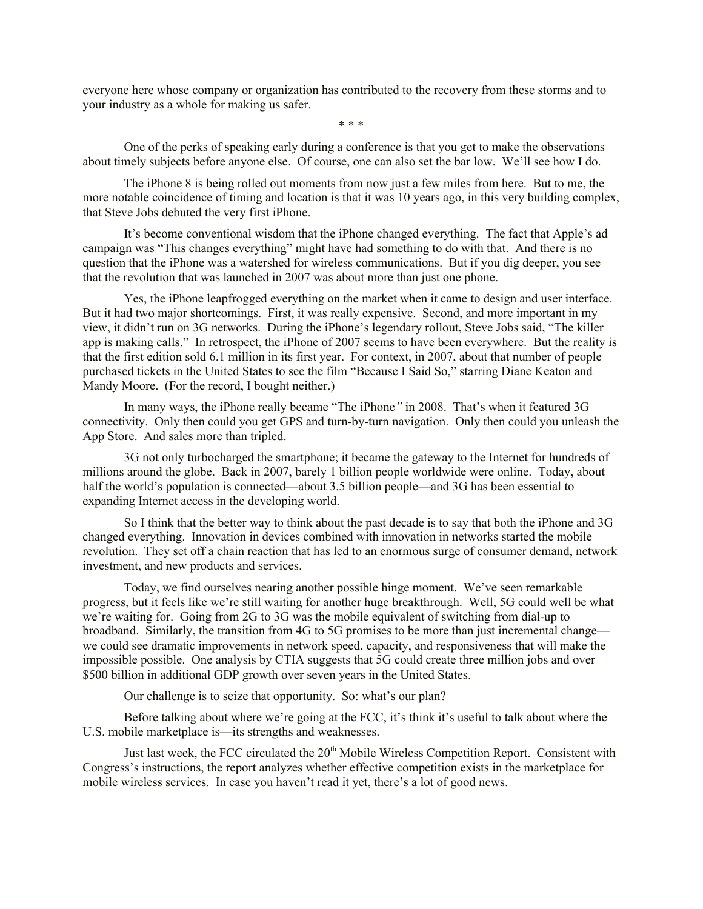everyone here whose company or organization has contributed to the recovery from these storms and to your industry as a whole for making us safer.

\* \* \*

One of the perks of speaking early during a conference is that you get to make the observations about timely subjects before anyone else. Of course, one can also set the bar low. We'll see how I do.

The iPhone 8 is being rolled out moments from now just a few miles from here. But to me, the more notable coincidence of timing and location is that it was 10 years ago, in this very building complex, that Steve Jobs debuted the very first iPhone.

It's become conventional wisdom that the iPhone changed everything. The fact that Apple's ad campaign was "This changes everything" might have had something to do with that. And there is no question that the iPhone was a watershed for wireless communications. But if you dig deeper, you see that the revolution that was launched in 2007 was about more than just one phone.

Yes, the iPhone leapfrogged everything on the market when it came to design and user interface. But it had two major shortcomings. First, it was really expensive. Second, and more important in my view, it didn't run on 3G networks. During the iPhone's legendary rollout, Steve Jobs said, "The killer app is making calls." In retrospect, the iPhone of 2007 seems to have been everywhere. But the reality is that the first edition sold 6.1 million in its first year. For context, in 2007, about that number of people purchased tickets in the United States to see the film "Because I Said So," starring Diane Keaton and Mandy Moore. (For the record, I bought neither.)

In many ways, the iPhone really became "The iPhone*"* in 2008. That's when it featured 3G connectivity. Only then could you get GPS and turn-by-turn navigation. Only then could you unleash the App Store. And sales more than tripled.

3G not only turbocharged the smartphone; it became the gateway to the Internet for hundreds of millions around the globe. Back in 2007, barely 1 billion people worldwide were online. Today, about half the world's population is connected—about 3.5 billion people—and 3G has been essential to expanding Internet access in the developing world.

So I think that the better way to think about the past decade is to say that both the iPhone and 3G changed everything. Innovation in devices combined with innovation in networks started the mobile revolution. They set off a chain reaction that has led to an enormous surge of consumer demand, network investment, and new products and services.

Today, we find ourselves nearing another possible hinge moment. We've seen remarkable progress, but it feels like we're still waiting for another huge breakthrough. Well, 5G could well be what we're waiting for. Going from 2G to 3G was the mobile equivalent of switching from dial-up to broadband. Similarly, the transition from 4G to 5G promises to be more than just incremental change—we could see dramatic improvements in network speed, capacity, and responsiveness that will make the impossible possible. One analysis by CTIA suggests that 5G could create three million jobs and over $500 billion in additional GDP growth over seven years in the United States.

Our challenge is to seize that opportunity. So: what's our plan?

Before talking about where we're going at the FCC, it's think it's useful to talk about where the U.S. mobile marketplace is—its strengths and weaknesses.

Just last week, the FCC circulated the 20th Mobile Wireless Competition Report. Consistent with Congress's instructions, the report analyzes whether effective competition exists in the marketplace for mobile wireless services. In case you haven't read it yet, there's a lot of good news.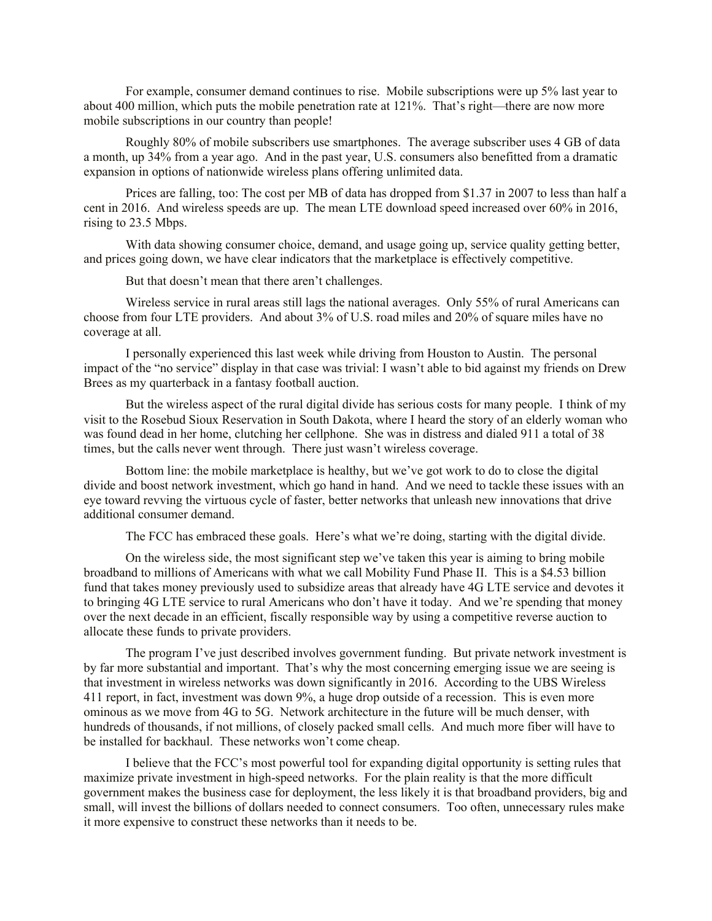For example, consumer demand continues to rise. Mobile subscriptions were up 5% last year to about 400 million, which puts the mobile penetration rate at 121%. That's right—there are now more mobile subscriptions in our country than people!

Roughly 80% of mobile subscribers use smartphones. The average subscriber uses 4 GB of data a month, up 34% from a year ago. And in the past year, U.S. consumers also benefitted from a dramatic expansion in options of nationwide wireless plans offering unlimited data.

Prices are falling, too: The cost per MB of data has dropped from $1.37 in 2007 to less than half a cent in 2016. And wireless speeds are up. The mean LTE download speed increased over 60% in 2016, rising to 23.5 Mbps.

With data showing consumer choice, demand, and usage going up, service quality getting better, and prices going down, we have clear indicators that the marketplace is effectively competitive.

But that doesn't mean that there aren't challenges.

Wireless service in rural areas still lags the national averages. Only 55% of rural Americans can choose from four LTE providers. And about 3% of U.S. road miles and 20% of square miles have no coverage at all.

I personally experienced this last week while driving from Houston to Austin. The personal impact of the "no service" display in that case was trivial: I wasn't able to bid against my friends on Drew Brees as my quarterback in a fantasy football auction.

But the wireless aspect of the rural digital divide has serious costs for many people. I think of my visit to the Rosebud Sioux Reservation in South Dakota, where I heard the story of an elderly woman who was found dead in her home, clutching her cellphone. She was in distress and dialed 911 a total of 38 times, but the calls never went through. There just wasn't wireless coverage.

Bottom line: the mobile marketplace is healthy, but we've got work to do to close the digital divide and boost network investment, which go hand in hand. And we need to tackle these issues with an eye toward revving the virtuous cycle of faster, better networks that unleash new innovations that drive additional consumer demand.

The FCC has embraced these goals. Here's what we're doing, starting with the digital divide.

On the wireless side, the most significant step we've taken this year is aiming to bring mobile broadband to millions of Americans with what we call Mobility Fund Phase II. This is a $4.53 billion fund that takes money previously used to subsidize areas that already have 4G LTE service and devotes it to bringing 4G LTE service to rural Americans who don't have it today. And we're spending that money over the next decade in an efficient, fiscally responsible way by using a competitive reverse auction to allocate these funds to private providers.

The program I've just described involves government funding. But private network investment is by far more substantial and important. That's why the most concerning emerging issue we are seeing is that investment in wireless networks was down significantly in 2016. According to the UBS Wireless 411 report, in fact, investment was down 9%, a huge drop outside of a recession. This is even more ominous as we move from 4G to 5G. Network architecture in the future will be much denser, with hundreds of thousands, if not millions, of closely packed small cells. And much more fiber will have to be installed for backhaul. These networks won't come cheap.

I believe that the FCC's most powerful tool for expanding digital opportunity is setting rules that maximize private investment in high-speed networks. For the plain reality is that the more difficult government makes the business case for deployment, the less likely it is that broadband providers, big and small, will invest the billions of dollars needed to connect consumers. Too often, unnecessary rules make it more expensive to construct these networks than it needs to be.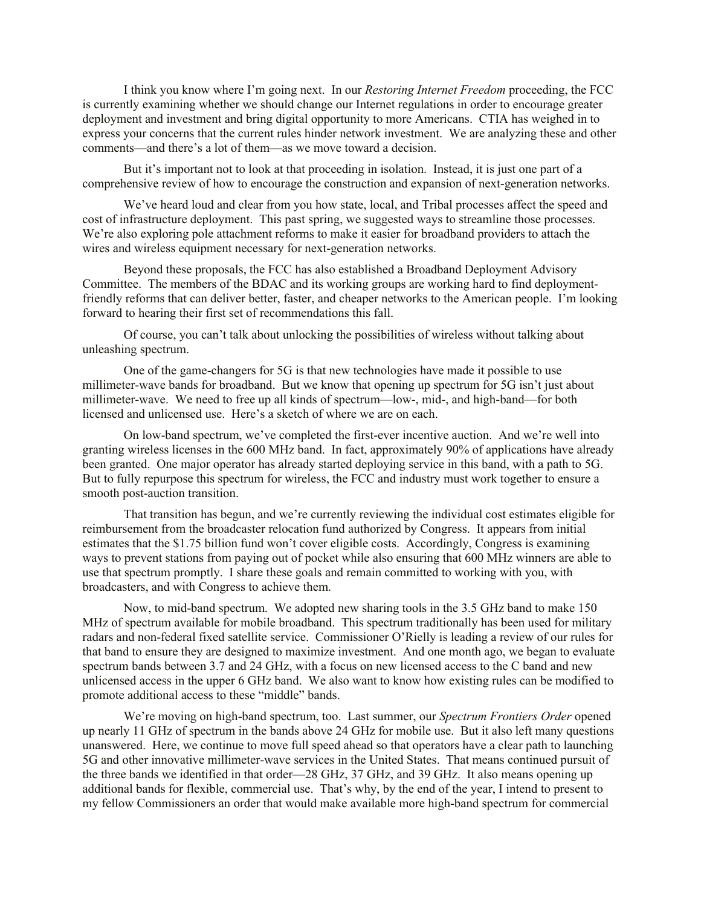I think you know where I'm going next. In our *Restoring Internet Freedom* proceeding, the FCC is currently examining whether we should change our Internet regulations in order to encourage greater deployment and investment and bring digital opportunity to more Americans. CTIA has weighed in to express your concerns that the current rules hinder network investment. We are analyzing these and other comments—and there's a lot of them—as we move toward a decision.

But it's important not to look at that proceeding in isolation. Instead, it is just one part of a comprehensive review of how to encourage the construction and expansion of next-generation networks.

We've heard loud and clear from you how state, local, and Tribal processes affect the speed and cost of infrastructure deployment. This past spring, we suggested ways to streamline those processes. We're also exploring pole attachment reforms to make it easier for broadband providers to attach the wires and wireless equipment necessary for next-generation networks.

Beyond these proposals, the FCC has also established a Broadband Deployment Advisory Committee. The members of the BDAC and its working groups are working hard to find deployment-friendly reforms that can deliver better, faster, and cheaper networks to the American people. I'm looking forward to hearing their first set of recommendations this fall.

Of course, you can't talk about unlocking the possibilities of wireless without talking about unleashing spectrum.

One of the game-changers for 5G is that new technologies have made it possible to use millimeter-wave bands for broadband. But we know that opening up spectrum for 5G isn't just about millimeter-wave. We need to free up all kinds of spectrum—low-, mid-, and high-band—for both licensed and unlicensed use. Here's a sketch of where we are on each.

On low-band spectrum, we've completed the first-ever incentive auction. And we're well into granting wireless licenses in the 600 MHz band. In fact, approximately 90% of applications have already been granted. One major operator has already started deploying service in this band, with a path to 5G. But to fully repurpose this spectrum for wireless, the FCC and industry must work together to ensure a smooth post-auction transition.

That transition has begun, and we're currently reviewing the individual cost estimates eligible for reimbursement from the broadcaster relocation fund authorized by Congress. It appears from initial estimates that the $1.75 billion fund won't cover eligible costs. Accordingly, Congress is examining ways to prevent stations from paying out of pocket while also ensuring that 600 MHz winners are able to use that spectrum promptly. I share these goals and remain committed to working with you, with broadcasters, and with Congress to achieve them.

Now, to mid-band spectrum. We adopted new sharing tools in the 3.5 GHz band to make 150 MHz of spectrum available for mobile broadband. This spectrum traditionally has been used for military radars and non-federal fixed satellite service. Commissioner O'Rielly is leading a review of our rules for that band to ensure they are designed to maximize investment. And one month ago, we began to evaluate spectrum bands between 3.7 and 24 GHz, with a focus on new licensed access to the C band and new unlicensed access in the upper 6 GHz band. We also want to know how existing rules can be modified to promote additional access to these "middle" bands.

We're moving on high-band spectrum, too. Last summer, our *Spectrum Frontiers Order* opened up nearly 11 GHz of spectrum in the bands above 24 GHz for mobile use. But it also left many questions unanswered. Here, we continue to move full speed ahead so that operators have a clear path to launching 5G and other innovative millimeter-wave services in the United States. That means continued pursuit of the three bands we identified in that order—28 GHz, 37 GHz, and 39 GHz. It also means opening up additional bands for flexible, commercial use. That's why, by the end of the year, I intend to present to my fellow Commissioners an order that would make available more high-band spectrum for commercial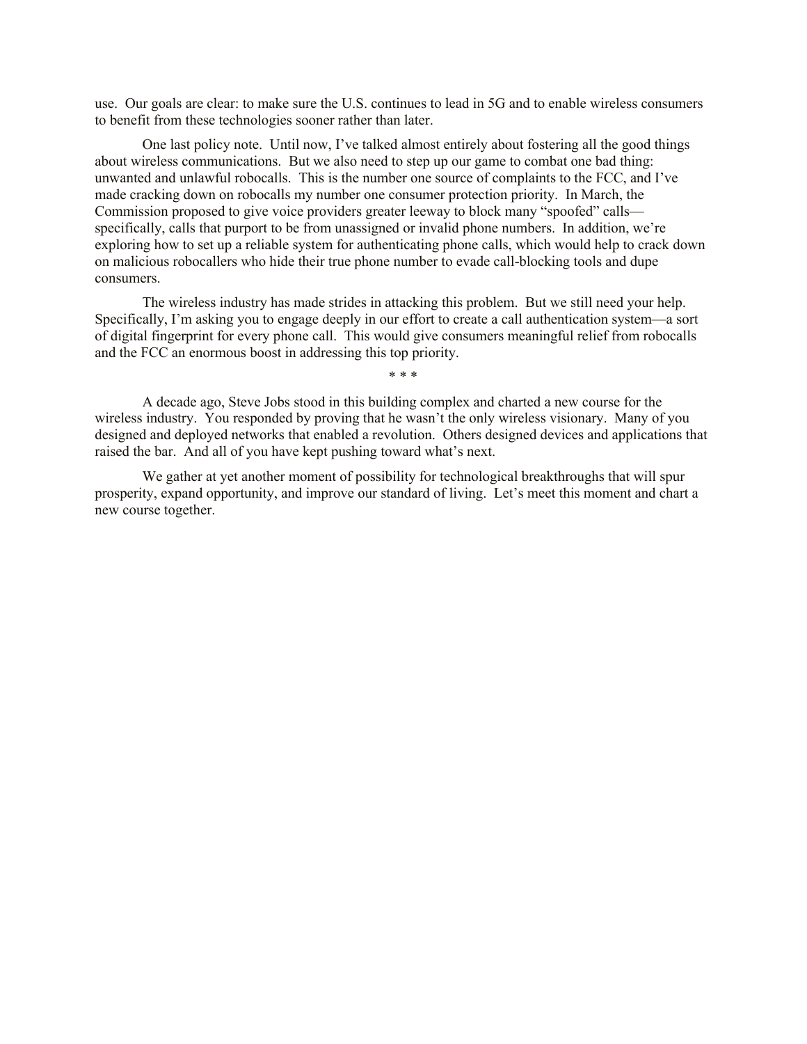use. Our goals are clear: to make sure the U.S. continues to lead in 5G and to enable wireless consumers to benefit from these technologies sooner rather than later.

One last policy note. Until now, I've talked almost entirely about fostering all the good things about wireless communications. But we also need to step up our game to combat one bad thing: unwanted and unlawful robocalls. This is the number one source of complaints to the FCC, and I've made cracking down on robocalls my number one consumer protection priority. In March, the Commission proposed to give voice providers greater leeway to block many "spoofed" calls—specifically, calls that purport to be from unassigned or invalid phone numbers. In addition, we're exploring how to set up a reliable system for authenticating phone calls, which would help to crack down on malicious robocallers who hide their true phone number to evade call-blocking tools and dupe consumers.

The wireless industry has made strides in attacking this problem. But we still need your help. Specifically, I'm asking you to engage deeply in our effort to create a call authentication system—a sort of digital fingerprint for every phone call. This would give consumers meaningful relief from robocalls and the FCC an enormous boost in addressing this top priority.

\* \* \*

A decade ago, Steve Jobs stood in this building complex and charted a new course for the wireless industry. You responded by proving that he wasn't the only wireless visionary. Many of you designed and deployed networks that enabled a revolution. Others designed devices and applications that raised the bar. And all of you have kept pushing toward what's next.

We gather at yet another moment of possibility for technological breakthroughs that will spur prosperity, expand opportunity, and improve our standard of living. Let's meet this moment and chart a new course together.